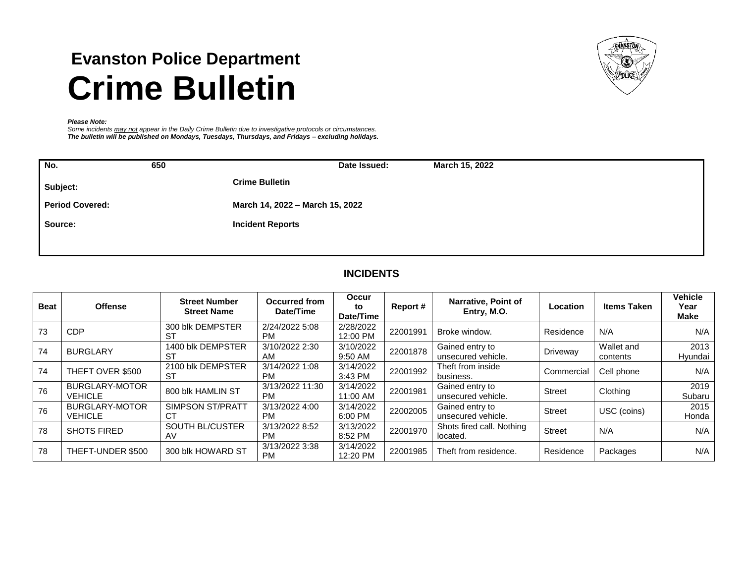# Evanston Police Department

# Crime Bulletin

***Please Note:***
*Some incidents may not appear in the Daily Crime Bulletin due to investigative protocols or circumstances.*
***The bulletin will be published on Mondays, Tuesdays, Thursdays, and Fridays – excluding holidays.***

| | | | |
|---|---|---|---|
| **No.** | **650** | **Date Issued:** | **March 15, 2022** |
| **Subject:** | **Crime Bulletin** | | |
| **Period Covered:** | **March 14, 2022 – March 15, 2022** | | |
| **Source:** | **Incident Reports** | | |

## INCIDENTS

| Beat | Offense | Street Number Street Name | Occurred from Date/Time | Occur to Date/Time | Report # | Narrative, Point of Entry, M.O. | Location | Items Taken | Vehicle Year Make |
|---|---|---|---|---|---|---|---|---|---|
| 73 | CDP | 300 blk DEMPSTER ST | 2/24/2022 5:08 PM | 2/28/2022 12:00 PM | 22001991 | Broke window. | Residence | N/A | N/A |
| 74 | BURGLARY | 1400 blk DEMPSTER ST | 3/10/2022 2:30 AM | 3/10/2022 9:50 AM | 22001878 | Gained entry to unsecured vehicle. | Driveway | Wallet and contents | 2013 Hyundai |
| 74 | THEFT OVER $500 | 2100 blk DEMPSTER ST | 3/14/2022 1:08 PM | 3/14/2022 3:43 PM | 22001992 | Theft from inside business. | Commercial | Cell phone | N/A |
| 76 | BURGLARY-MOTOR VEHICLE | 800 blk HAMLIN ST | 3/13/2022 11:30 PM | 3/14/2022 11:00 AM | 22001981 | Gained entry to unsecured vehicle. | Street | Clothing | 2019 Subaru |
| 76 | BURGLARY-MOTOR VEHICLE | SIMPSON ST/PRATT CT | 3/13/2022 4:00 PM | 3/14/2022 6:00 PM | 22002005 | Gained entry to unsecured vehicle. | Street | USC (coins) | 2015 Honda |
| 78 | SHOTS FIRED | SOUTH BL/CUSTER AV | 3/13/2022 8:52 PM | 3/13/2022 8:52 PM | 22001970 | Shots fired call. Nothing located. | Street | N/A | N/A |
| 78 | THEFT-UNDER $500 | 300 blk HOWARD ST | 3/13/2022 3:38 PM | 3/14/2022 12:20 PM | 22001985 | Theft from residence. | Residence | Packages | N/A |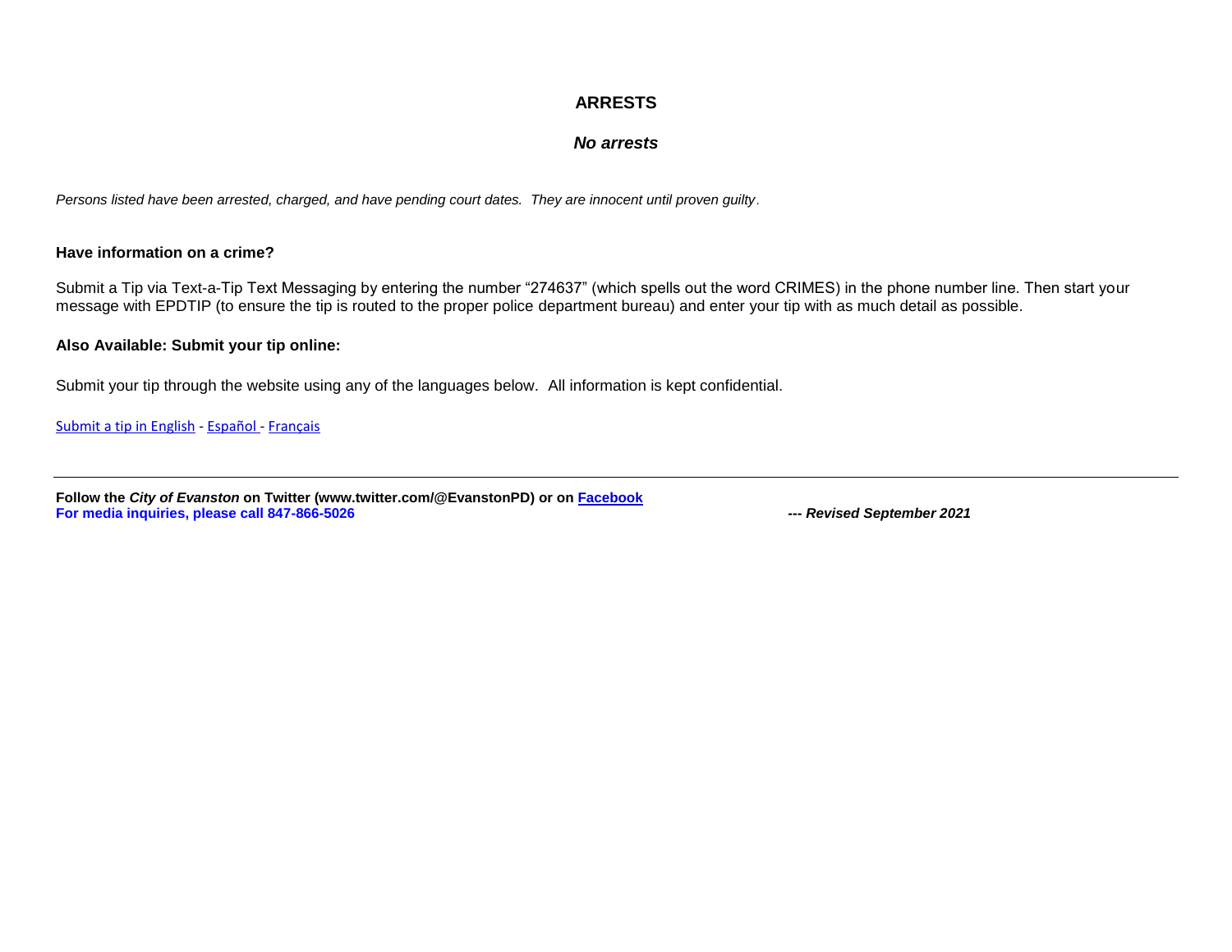## ARRESTS

***No arrests***

*Persons listed have been arrested, charged, and have pending court dates. They are innocent until proven guilty*.

**Have information on a crime?**

Submit a Tip via Text-a-Tip Text Messaging by entering the number “274637” (which spells out the word CRIMES) in the phone number line. Then start your message with EPDTIP (to ensure the tip is routed to the proper police department bureau) and enter your tip with as much detail as possible.

**Also Available: Submit your tip online:**

Submit your tip through the website using any of the languages below. All information is kept confidential.

Submit a tip in English - Español - Français

---

**Follow the *City of Evanston* on Twitter (www.twitter.com/@EvanstonPD) or on Facebook**
**For media inquiries, please call 847-866-5026** ***--- Revised September 2021***